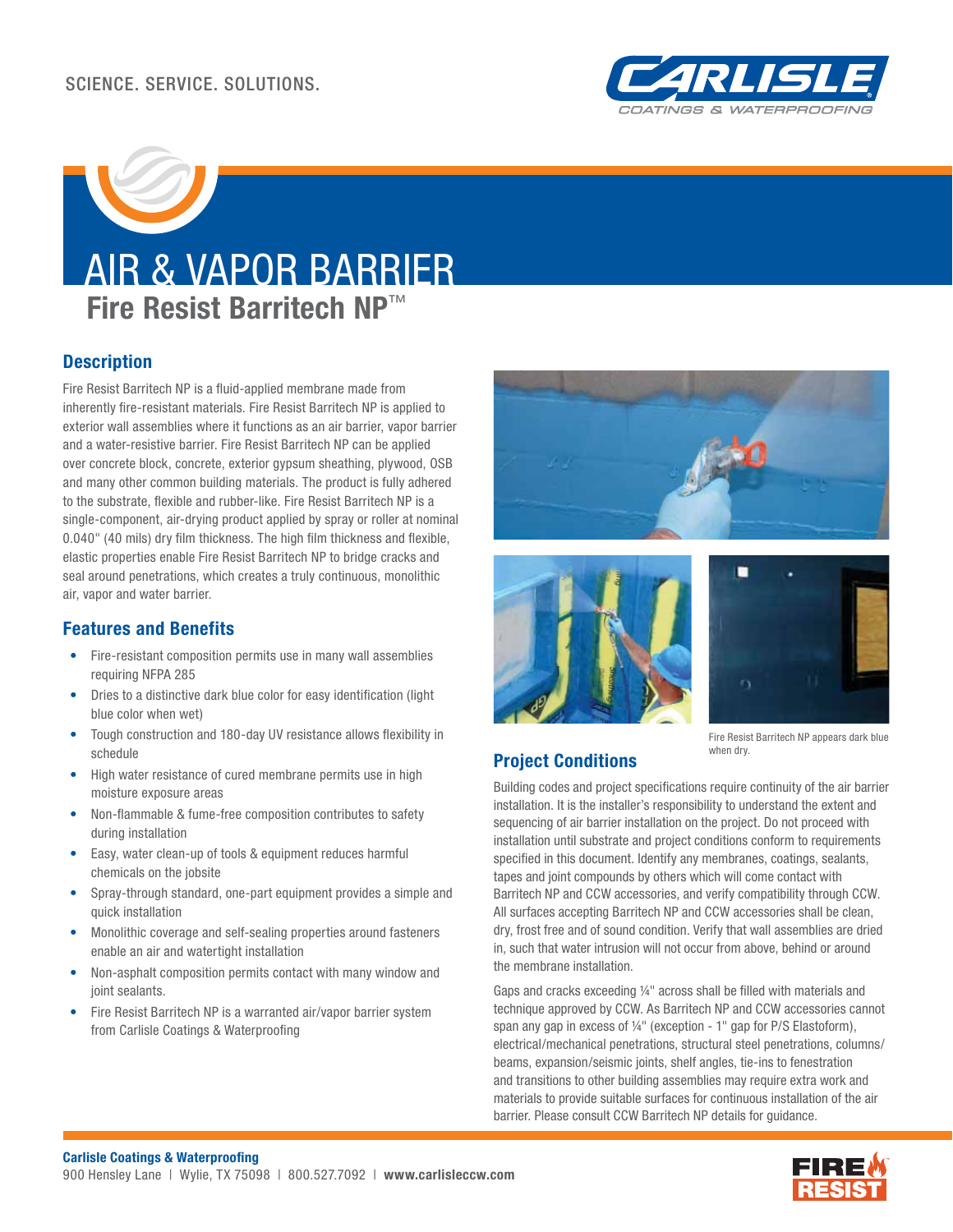SCIENCE. SERVICE. SOLUTIONS.

# AIR & VAPOR BARRIER

## Fire Resist Barritech NP™

### Description

Fire Resist Barritech NP is a fluid-applied membrane made from inherently fire-resistant materials. Fire Resist Barritech NP is applied to exterior wall assemblies where it functions as an air barrier, vapor barrier and a water-resistive barrier. Fire Resist Barritech NP can be applied over concrete block, concrete, exterior gypsum sheathing, plywood, OSB and many other common building materials. The product is fully adhered to the substrate, flexible and rubber-like. Fire Resist Barritech NP is a single-component, air-drying product applied by spray or roller at nominal 0.040" (40 mils) dry film thickness. The high film thickness and flexible, elastic properties enable Fire Resist Barritech NP to bridge cracks and seal around penetrations, which creates a truly continuous, monolithic air, vapor and water barrier.

### Features and Benefits

- Fire-resistant composition permits use in many wall assemblies requiring NFPA 285
- Dries to a distinctive dark blue color for easy identification (light blue color when wet)
- Tough construction and 180-day UV resistance allows flexibility in schedule
- High water resistance of cured membrane permits use in high moisture exposure areas
- Non-flammable & fume-free composition contributes to safety during installation
- Easy, water clean-up of tools & equipment reduces harmful chemicals on the jobsite
- Spray-through standard, one-part equipment provides a simple and quick installation
- Monolithic coverage and self-sealing properties around fasteners enable an air and watertight installation
- Non-asphalt composition permits contact with many window and joint sealants.
- Fire Resist Barritech NP is a warranted air/vapor barrier system from Carlisle Coatings & Waterproofing

Fire Resist Barritech NP appears dark blue when dry.

### Project Conditions

Building codes and project specifications require continuity of the air barrier installation. It is the installer's responsibility to understand the extent and sequencing of air barrier installation on the project. Do not proceed with installation until substrate and project conditions conform to requirements specified in this document. Identify any membranes, coatings, sealants, tapes and joint compounds by others which will come contact with Barritech NP and CCW accessories, and verify compatibility through CCW. All surfaces accepting Barritech NP and CCW accessories shall be clean, dry, frost free and of sound condition. Verify that wall assemblies are dried in, such that water intrusion will not occur from above, behind or around the membrane installation.

Gaps and cracks exceeding ¼" across shall be filled with materials and technique approved by CCW. As Barritech NP and CCW accessories cannot span any gap in excess of ¼" (exception - 1" gap for P/S Elastoform), electrical/mechanical penetrations, structural steel penetrations, columns/beams, expansion/seismic joints, shelf angles, tie-ins to fenestration and transitions to other building assemblies may require extra work and materials to provide suitable surfaces for continuous installation of the air barrier. Please consult CCW Barritech NP details for guidance.

**Carlisle Coatings & Waterproofing**
900 Hensley Lane | Wylie, TX 75098 | 800.527.7092 | **www.carlisleccw.com**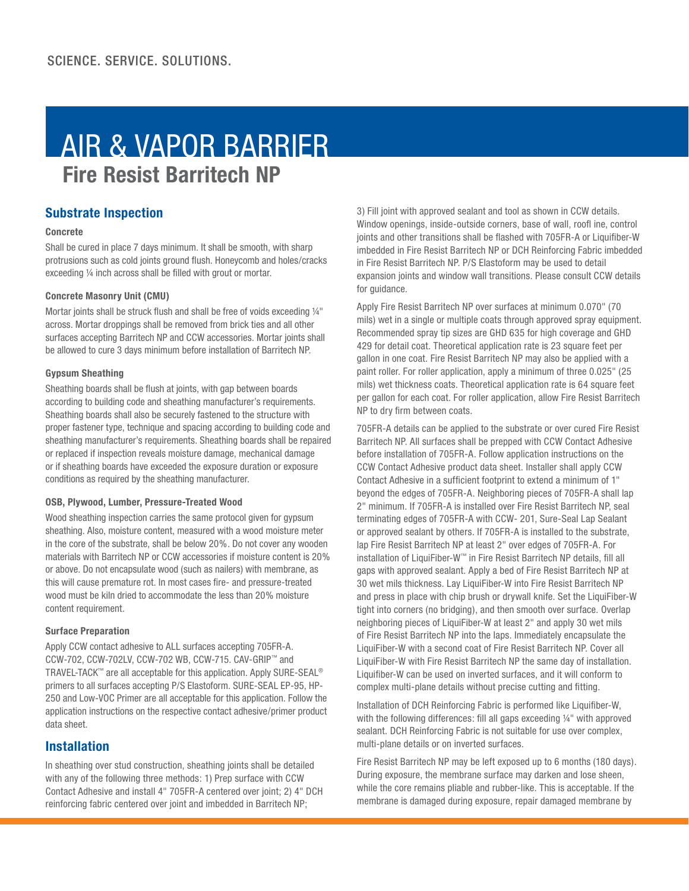SCIENCE. SERVICE. SOLUTIONS.

# AIR & VAPOR BARRIER

## Fire Resist Barritech NP

## Substrate Inspection

#### Concrete

Shall be cured in place 7 days minimum. It shall be smooth, with sharp protrusions such as cold joints ground flush. Honeycomb and holes/cracks exceeding ¼ inch across shall be filled with grout or mortar.

#### Concrete Masonry Unit (CMU)

Mortar joints shall be struck flush and shall be free of voids exceeding ¼" across. Mortar droppings shall be removed from brick ties and all other surfaces accepting Barritech NP and CCW accessories. Mortar joints shall be allowed to cure 3 days minimum before installation of Barritech NP.

#### Gypsum Sheathing

Sheathing boards shall be flush at joints, with gap between boards according to building code and sheathing manufacturer's requirements. Sheathing boards shall also be securely fastened to the structure with proper fastener type, technique and spacing according to building code and sheathing manufacturer's requirements. Sheathing boards shall be repaired or replaced if inspection reveals moisture damage, mechanical damage or if sheathing boards have exceeded the exposure duration or exposure conditions as required by the sheathing manufacturer.

#### OSB, Plywood, Lumber, Pressure-Treated Wood

Wood sheathing inspection carries the same protocol given for gypsum sheathing. Also, moisture content, measured with a wood moisture meter in the core of the substrate, shall be below 20%. Do not cover any wooden materials with Barritech NP or CCW accessories if moisture content is 20% or above. Do not encapsulate wood (such as nailers) with membrane, as this will cause premature rot. In most cases fire- and pressure-treated wood must be kiln dried to accommodate the less than 20% moisture content requirement.

#### Surface Preparation

Apply CCW contact adhesive to ALL surfaces accepting 705FR-A. CCW-702, CCW-702LV, CCW-702 WB, CCW-715. CAV-GRIP™ and TRAVEL-TACK™ are all acceptable for this application. Apply SURE-SEAL® primers to all surfaces accepting P/S Elastoform. SURE-SEAL EP-95, HP-250 and Low-VOC Primer are all acceptable for this application. Follow the application instructions on the respective contact adhesive/primer product data sheet.

## Installation

In sheathing over stud construction, sheathing joints shall be detailed with any of the following three methods: 1) Prep surface with CCW Contact Adhesive and install 4" 705FR-A centered over joint; 2) 4" DCH reinforcing fabric centered over joint and imbedded in Barritech NP; 3) Fill joint with approved sealant and tool as shown in CCW details. Window openings, inside-outside corners, base of wall, roofl ine, control joints and other transitions shall be flashed with 705FR-A or Liquifiber-W imbedded in Fire Resist Barritech NP or DCH Reinforcing Fabric imbedded in Fire Resist Barritech NP. P/S Elastoform may be used to detail expansion joints and window wall transitions. Please consult CCW details for guidance.

Apply Fire Resist Barritech NP over surfaces at minimum 0.070" (70 mils) wet in a single or multiple coats through approved spray equipment. Recommended spray tip sizes are GHD 635 for high coverage and GHD 429 for detail coat. Theoretical application rate is 23 square feet per gallon in one coat. Fire Resist Barritech NP may also be applied with a paint roller. For roller application, apply a minimum of three 0.025" (25 mils) wet thickness coats. Theoretical application rate is 64 square feet per gallon for each coat. For roller application, allow Fire Resist Barritech NP to dry firm between coats.

705FR-A details can be applied to the substrate or over cured Fire Resist Barritech NP. All surfaces shall be prepped with CCW Contact Adhesive before installation of 705FR-A. Follow application instructions on the CCW Contact Adhesive product data sheet. Installer shall apply CCW Contact Adhesive in a sufficient footprint to extend a minimum of 1" beyond the edges of 705FR-A. Neighboring pieces of 705FR-A shall lap 2" minimum. If 705FR-A is installed over Fire Resist Barritech NP, seal terminating edges of 705FR-A with CCW- 201, Sure-Seal Lap Sealant or approved sealant by others. If 705FR-A is installed to the substrate, lap Fire Resist Barritech NP at least 2" over edges of 705FR-A. For installation of LiquiFiber-W™ in Fire Resist Barritech NP details, fill all gaps with approved sealant. Apply a bed of Fire Resist Barritech NP at 30 wet mils thickness. Lay LiquiFiber-W into Fire Resist Barritech NP and press in place with chip brush or drywall knife. Set the LiquiFiber-W tight into corners (no bridging), and then smooth over surface. Overlap neighboring pieces of LiquiFiber-W at least 2" and apply 30 wet mils of Fire Resist Barritech NP into the laps. Immediately encapsulate the LiquiFiber-W with a second coat of Fire Resist Barritech NP. Cover all LiquiFiber-W with Fire Resist Barritech NP the same day of installation. Liquifiber-W can be used on inverted surfaces, and it will conform to complex multi-plane details without precise cutting and fitting.

Installation of DCH Reinforcing Fabric is performed like Liquifiber-W, with the following differences: fill all gaps exceeding ¼" with approved sealant. DCH Reinforcing Fabric is not suitable for use over complex, multi-plane details or on inverted surfaces.

Fire Resist Barritech NP may be left exposed up to 6 months (180 days). During exposure, the membrane surface may darken and lose sheen, while the core remains pliable and rubber-like. This is acceptable. If the membrane is damaged during exposure, repair damaged membrane by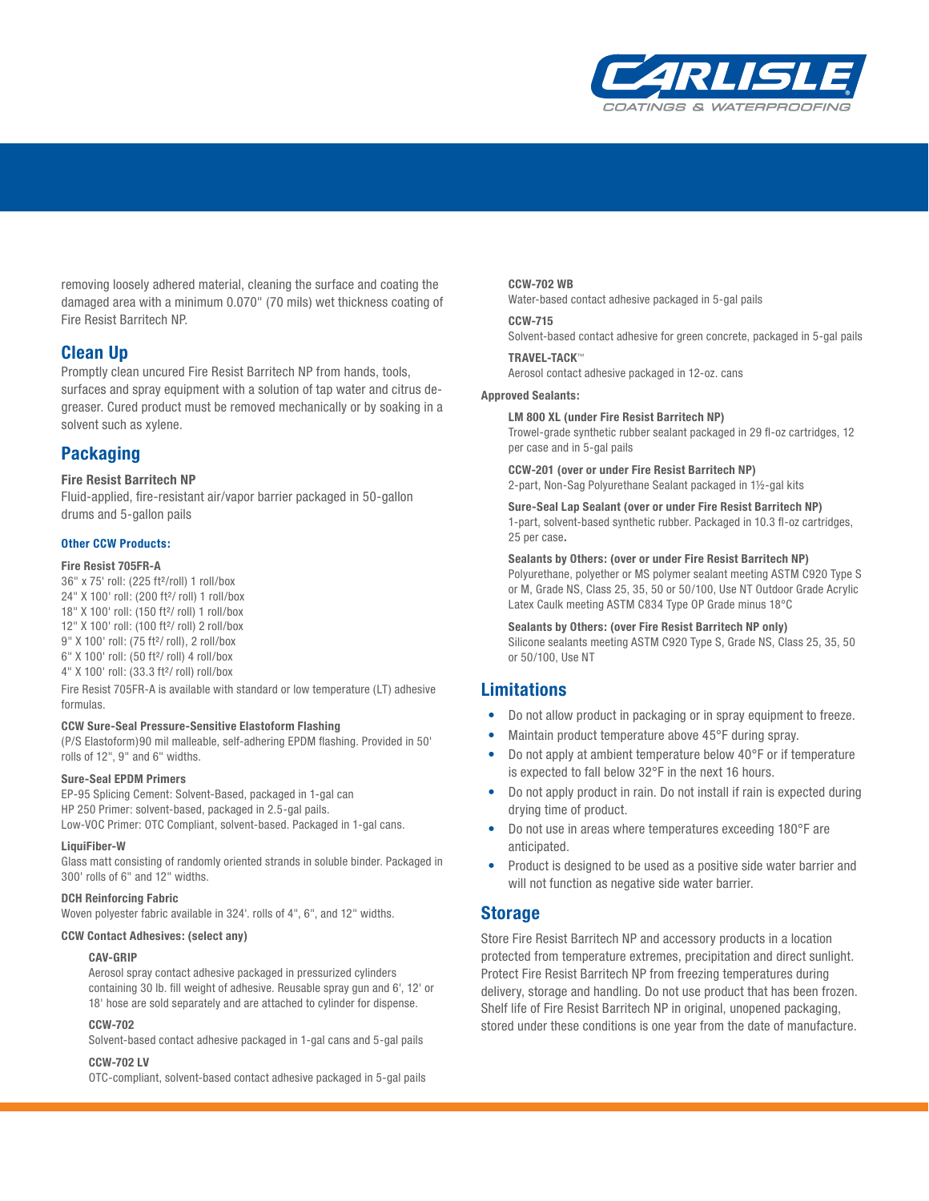removing loosely adhered material, cleaning the surface and coating the damaged area with a minimum 0.070" (70 mils) wet thickness coating of Fire Resist Barritech NP.

## Clean Up

Promptly clean uncured Fire Resist Barritech NP from hands, tools, surfaces and spray equipment with a solution of tap water and citrus degreaser. Cured product must be removed mechanically or by soaking in a solvent such as xylene.

## Packaging

**Fire Resist Barritech NP**

Fluid-applied, fire-resistant air/vapor barrier packaged in 50-gallon drums and 5-gallon pails

#### Other CCW Products:

**Fire Resist 705FR-A**

36" x 75' roll: (225 ft²/roll) 1 roll/box
24" X 100' roll: (200 ft²/ roll) 1 roll/box
18" X 100' roll: (150 ft²/ roll) 1 roll/box
12" X 100' roll: (100 ft²/ roll) 2 roll/box
9" X 100' roll: (75 ft²/ roll), 2 roll/box
6" X 100' roll: (50 ft²/ roll) 4 roll/box
4" X 100' roll: (33.3 ft²/ roll) roll/box

Fire Resist 705FR-A is available with standard or low temperature (LT) adhesive formulas.

**CCW Sure-Seal Pressure-Sensitive Elastoform Flashing**

(P/S Elastoform)90 mil malleable, self-adhering EPDM flashing. Provided in 50' rolls of 12", 9" and 6" widths.

**Sure-Seal EPDM Primers**

EP-95 Splicing Cement: Solvent-Based, packaged in 1-gal can
HP 250 Primer: solvent-based, packaged in 2.5-gal pails.
Low-VOC Primer: OTC Compliant, solvent-based. Packaged in 1-gal cans.

**LiquiFiber-W**

Glass matt consisting of randomly oriented strands in soluble binder. Packaged in 300' rolls of 6" and 12" widths.

**DCH Reinforcing Fabric**

Woven polyester fabric available in 324'. rolls of 4", 6", and 12" widths.

**CCW Contact Adhesives: (select any)**

**CAV-GRIP**
Aerosol spray contact adhesive packaged in pressurized cylinders containing 30 lb. fill weight of adhesive. Reusable spray gun and 6', 12' or 18' hose are sold separately and are attached to cylinder for dispense.

**CCW-702**
Solvent-based contact adhesive packaged in 1-gal cans and 5-gal pails

**CCW-702 LV**
OTC-compliant, solvent-based contact adhesive packaged in 5-gal pails

**CCW-702 WB**
Water-based contact adhesive packaged in 5-gal pails

**CCW-715**
Solvent-based contact adhesive for green concrete, packaged in 5-gal pails

**TRAVEL-TACK™**
Aerosol contact adhesive packaged in 12-oz. cans

**Approved Sealants:**

**LM 800 XL (under Fire Resist Barritech NP)**
Trowel-grade synthetic rubber sealant packaged in 29 fl-oz cartridges, 12 per case and in 5-gal pails

**CCW-201 (over or under Fire Resist Barritech NP)**
2-part, Non-Sag Polyurethane Sealant packaged in 1½-gal kits

**Sure-Seal Lap Sealant (over or under Fire Resist Barritech NP)**
1-part, solvent-based synthetic rubber. Packaged in 10.3 fl-oz cartridges, 25 per case.

**Sealants by Others: (over or under Fire Resist Barritech NP)**
Polyurethane, polyether or MS polymer sealant meeting ASTM C920 Type S or M, Grade NS, Class 25, 35, 50 or 50/100, Use NT Outdoor Grade Acrylic Latex Caulk meeting ASTM C834 Type OP Grade minus 18°C

**Sealants by Others: (over Fire Resist Barritech NP only)**
Silicone sealants meeting ASTM C920 Type S, Grade NS, Class 25, 35, 50 or 50/100, Use NT

## Limitations

- Do not allow product in packaging or in spray equipment to freeze.
- Maintain product temperature above 45°F during spray.
- Do not apply at ambient temperature below 40°F or if temperature is expected to fall below 32°F in the next 16 hours.
- Do not apply product in rain. Do not install if rain is expected during drying time of product.
- Do not use in areas where temperatures exceeding 180°F are anticipated.
- Product is designed to be used as a positive side water barrier and will not function as negative side water barrier.

## Storage

Store Fire Resist Barritech NP and accessory products in a location protected from temperature extremes, precipitation and direct sunlight. Protect Fire Resist Barritech NP from freezing temperatures during delivery, storage and handling. Do not use product that has been frozen. Shelf life of Fire Resist Barritech NP in original, unopened packaging, stored under these conditions is one year from the date of manufacture.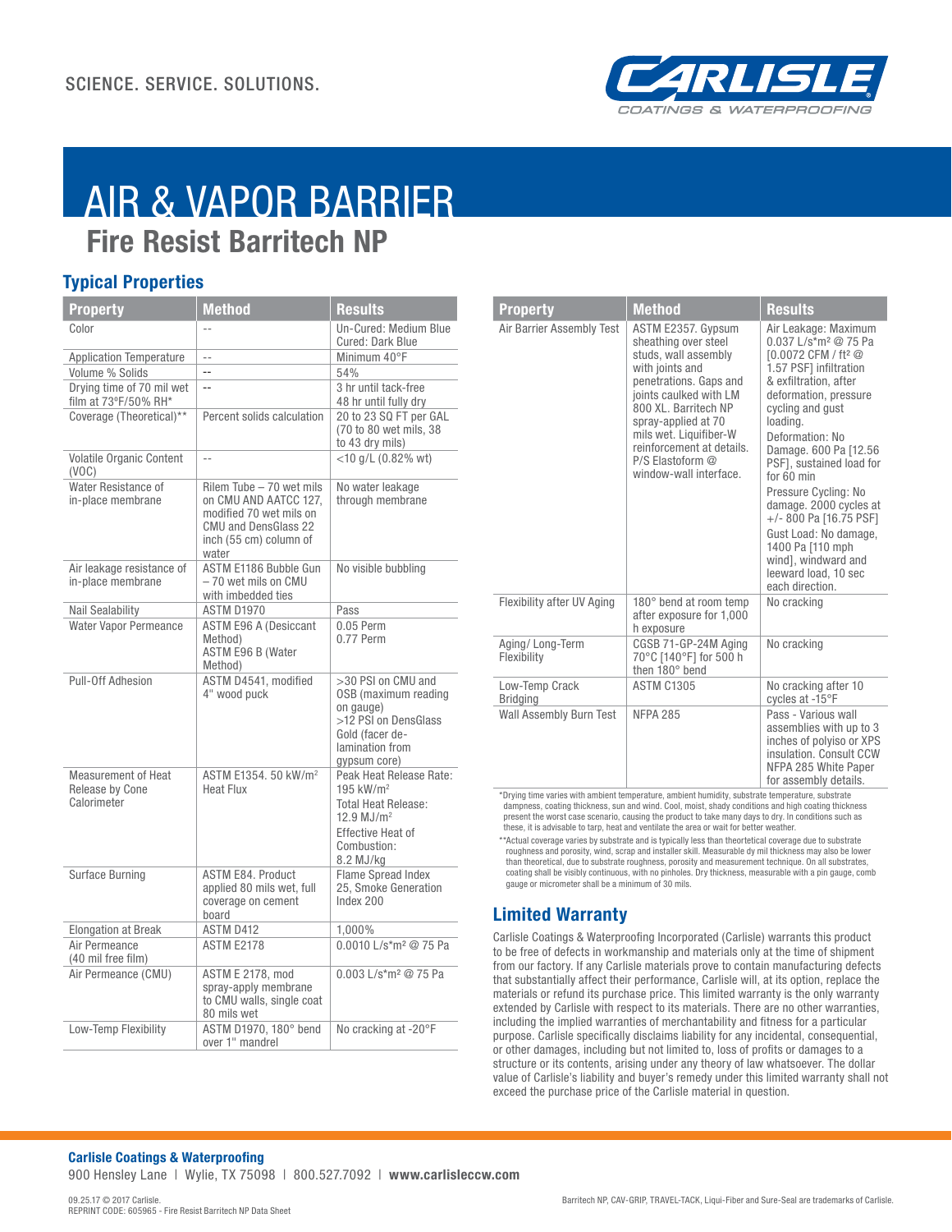SCIENCE. SERVICE. SOLUTIONS.

CARLISLE COATINGS & WATERPROOFING

# AIR & VAPOR BARRIER

## Fire Resist Barritech NP

### Typical Properties

| Property | Method | Results |
|---|---|---|
| Color | -- | Un-Cured: Medium Blue<br>Cured: Dark Blue |
| Application Temperature | -- | Minimum 40°F |
| Volume % Solids | -- | 54% |
| Drying time of 70 mil wet film at 73°F/50% RH* | -- | 3 hr until tack-free<br>48 hr until fully dry |
| Coverage (Theoretical)** | Percent solids calculation | 20 to 23 SQ FT per GAL (70 to 80 wet mils, 38 to 43 dry mils) |
| Volatile Organic Content (VOC) | -- | <10 g/L (0.82% wt) |
| Water Resistance of in-place membrane | Rilem Tube – 70 wet mils on CMU AND AATCC 127, modified 70 wet mils on CMU and DensGlass 22 inch (55 cm) column of water | No water leakage through membrane |
| Air leakage resistance of in-place membrane | ASTM E1186 Bubble Gun – 70 wet mils on CMU with imbedded ties | No visible bubbling |
| Nail Sealability | ASTM D1970 | Pass |
| Water Vapor Permeance | ASTM E96 A (Desiccant Method)<br>ASTM E96 B (Water Method) | 0.05 Perm<br>0.77 Perm |
| Pull-Off Adhesion | ASTM D4541, modified 4" wood puck | >30 PSI on CMU and OSB (maximum reading on gauge)<br>>12 PSI on DensGlass Gold (facer de-lamination from gypsum core) |
| Measurement of Heat Release by Cone Calorimeter | ASTM E1354. 50 kW/m² Heat Flux | Peak Heat Release Rate: 195 kW/m²<br>Total Heat Release: 12.9 MJ/m²<br>Effective Heat of Combustion: 8.2 MJ/kg |
| Surface Burning | ASTM E84. Product applied 80 mils wet, full coverage on cement board | Flame Spread Index 25, Smoke Generation Index 200 |
| Elongation at Break | ASTM D412 | 1,000% |
| Air Permeance (40 mil free film) | ASTM E2178 | 0.0010 L/s*m² @ 75 Pa |
| Air Permeance (CMU) | ASTM E 2178, mod spray-apply membrane to CMU walls, single coat 80 mils wet | 0.003 L/s*m² @ 75 Pa |
| Low-Temp Flexibility | ASTM D1970, 180° bend over 1" mandrel | No cracking at -20°F |
| Air Barrier Assembly Test | ASTM E2357. Gypsum sheathing over steel studs, wall assembly with joints and penetrations. Gaps and joints caulked with LM 800 XL. Barritech NP spray-applied at 70 mils wet. Liquifiber-W reinforcement at details. P/S Elastoform @ window-wall interface. | Air Leakage: Maximum 0.037 L/s*m² @ 75 Pa [0.0072 CFM / ft² @ 1.57 PSF] infiltration & exfiltration, after deformation, pressure cycling and gust loading.<br>Deformation: No Damage. 600 Pa [12.56 PSF], sustained load for for 60 min<br>Pressure Cycling: No damage. 2000 cycles at +/- 800 Pa [16.75 PSF]<br>Gust Load: No damage, 1400 Pa [110 mph wind], windward and leeward load, 10 sec each direction. |
| Flexibility after UV Aging | 180° bend at room temp after exposure for 1,000 h exposure | No cracking |
| Aging/ Long-Term Flexibility | CGSB 71-GP-24M Aging 70°C [140°F] for 500 h then 180° bend | No cracking |
| Low-Temp Crack Bridging | ASTM C1305 | No cracking after 10 cycles at -15°F |
| Wall Assembly Burn Test | NFPA 285 | Pass - Various wall assemblies with up to 3 inches of polyiso or XPS insulation. Consult CCW NFPA 285 White Paper for assembly details. |

*Drying time varies with ambient temperature, ambient humidity, substrate temperature, substrate dampness, coating thickness, sun and wind. Cool, moist, shady conditions and high coating thickness present the worst case scenario, causing the product to take many days to dry. In conditions such as these, it is advisable to tarp, heat and ventilate the area or wait for better weather.

**Actual coverage varies by substrate and is typically less than theortetical coverage due to substrate roughness and porosity, wind, scrap and installer skill. Measurable dy mil thickness may also be lower than theoretical, due to substrate roughness, porosity and measurement technique. On all substrates, coating shall be visibly continuous, with no pinholes. Dry thickness, measurable with a pin gauge, comb gauge or micrometer shall be a minimum of 30 mils.

### Limited Warranty

Carlisle Coatings & Waterproofing Incorporated (Carlisle) warrants this product to be free of defects in workmanship and materials only at the time of shipment from our factory. If any Carlisle materials prove to contain manufacturing defects that substantially affect their performance, Carlisle will, at its option, replace the materials or refund its purchase price. This limited warranty is the only warranty extended by Carlisle with respect to its materials. There are no other warranties, including the implied warranties of merchantability and fitness for a particular purpose. Carlisle specifically disclaims liability for any incidental, consequential, or other damages, including but not limited to, loss of profits or damages to a structure or its contents, arising under any theory of law whatsoever. The dollar value of Carlisle's liability and buyer's remedy under this limited warranty shall not exceed the purchase price of the Carlisle material in question.

**Carlisle Coatings & Waterproofing**
900 Hensley Lane | Wylie, TX 75098 | 800.527.7092 | **www.carlisleccw.com**

09.25.17 © 2017 Carlisle.
REPRINT CODE: 605965 - Fire Resist Barritech NP Data Sheet

Barritech NP, CAV-GRIP, TRAVEL-TACK, Liqui-Fiber and Sure-Seal are trademarks of Carlisle.